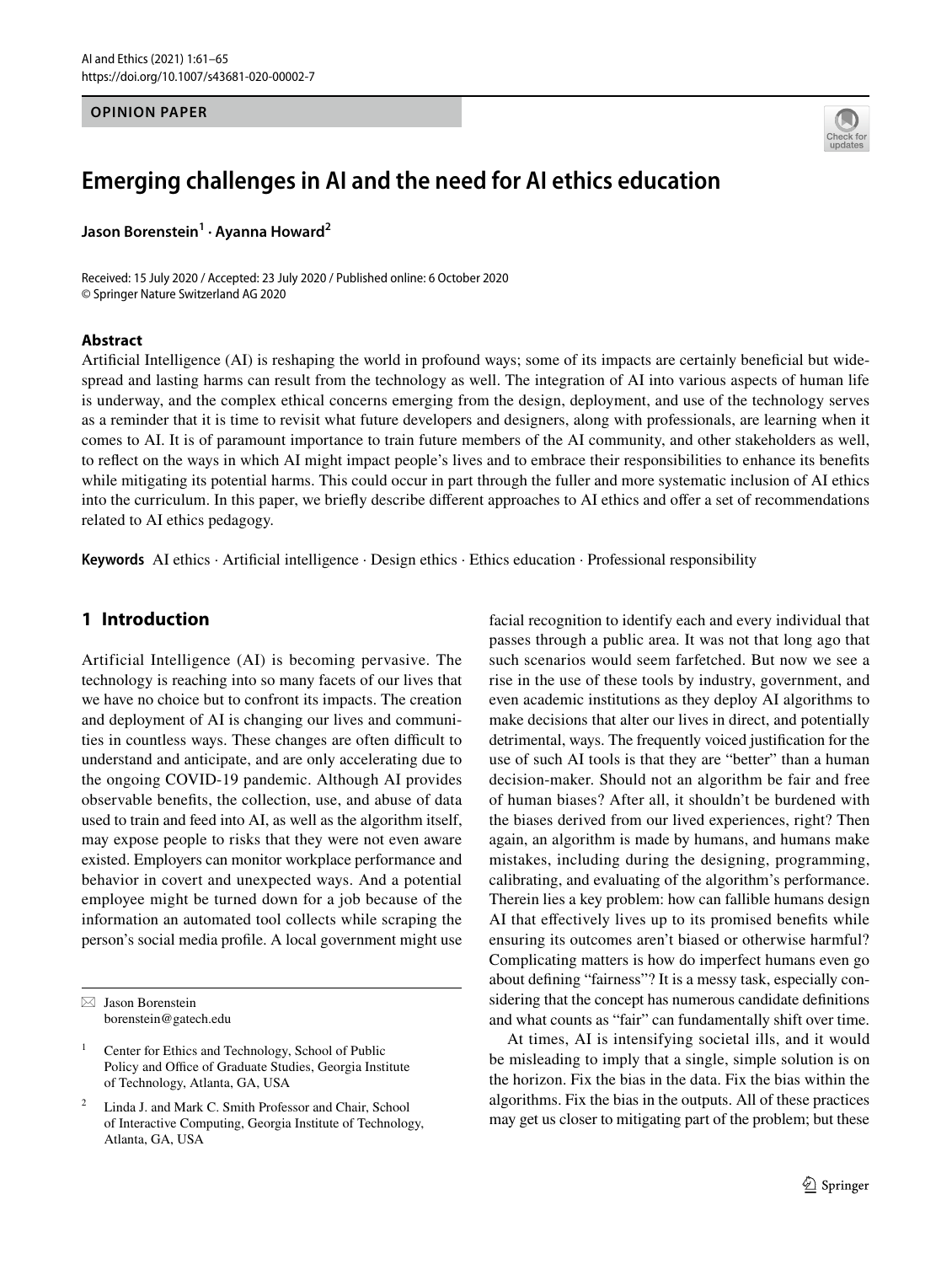**OPINION PAPER**

# Emerging challenges in AI and the need for AI ethics education

**Jason Borenstein[1] · Ayanna Howard[2]**

Received: 15 July 2020 / Accepted: 23 July 2020 / Published online: 6 October 2020
© Springer Nature Switzerland AG 2020

## Abstract

Artificial Intelligence (AI) is reshaping the world in profound ways; some of its impacts are certainly beneficial but widespread and lasting harms can result from the technology as well. The integration of AI into various aspects of human life is underway, and the complex ethical concerns emerging from the design, deployment, and use of the technology serves as a reminder that it is time to revisit what future developers and designers, along with professionals, are learning when it comes to AI. It is of paramount importance to train future members of the AI community, and other stakeholders as well, to reflect on the ways in which AI might impact people's lives and to embrace their responsibilities to enhance its benefits while mitigating its potential harms. This could occur in part through the fuller and more systematic inclusion of AI ethics into the curriculum. In this paper, we briefly describe different approaches to AI ethics and offer a set of recommendations related to AI ethics pedagogy.

**Keywords** AI ethics · Artificial intelligence · Design ethics · Ethics education · Professional responsibility

## 1 Introduction

Artificial Intelligence (AI) is becoming pervasive. The technology is reaching into so many facets of our lives that we have no choice but to confront its impacts. The creation and deployment of AI is changing our lives and communities in countless ways. These changes are often difficult to understand and anticipate, and are only accelerating due to the ongoing COVID-19 pandemic. Although AI provides observable benefits, the collection, use, and abuse of data used to train and feed into AI, as well as the algorithm itself, may expose people to risks that they were not even aware existed. Employers can monitor workplace performance and behavior in covert and unexpected ways. And a potential employee might be turned down for a job because of the information an automated tool collects while scraping the person's social media profile. A local government might use facial recognition to identify each and every individual that passes through a public area. It was not that long ago that such scenarios would seem farfetched. But now we see a rise in the use of these tools by industry, government, and even academic institutions as they deploy AI algorithms to make decisions that alter our lives in direct, and potentially detrimental, ways. The frequently voiced justification for the use of such AI tools is that they are "better" than a human decision-maker. Should not an algorithm be fair and free of human biases? After all, it shouldn't be burdened with the biases derived from our lived experiences, right? Then again, an algorithm is made by humans, and humans make mistakes, including during the designing, programming, calibrating, and evaluating of the algorithm's performance. Therein lies a key problem: how can fallible humans design AI that effectively lives up to its promised benefits while ensuring its outcomes aren't biased or otherwise harmful? Complicating matters is how do imperfect humans even go about defining "fairness"? It is a messy task, especially considering that the concept has numerous candidate definitions and what counts as "fair" can fundamentally shift over time.

At times, AI is intensifying societal ills, and it would be misleading to imply that a single, simple solution is on the horizon. Fix the bias in the data. Fix the bias within the algorithms. Fix the bias in the outputs. All of these practices may get us closer to mitigating part of the problem; but these

---

✉ Jason Borenstein
borenstein@gatech.edu

[1] Center for Ethics and Technology, School of Public Policy and Office of Graduate Studies, Georgia Institute of Technology, Atlanta, GA, USA

[2] Linda J. and Mark C. Smith Professor and Chair, School of Interactive Computing, Georgia Institute of Technology, Atlanta, GA, USA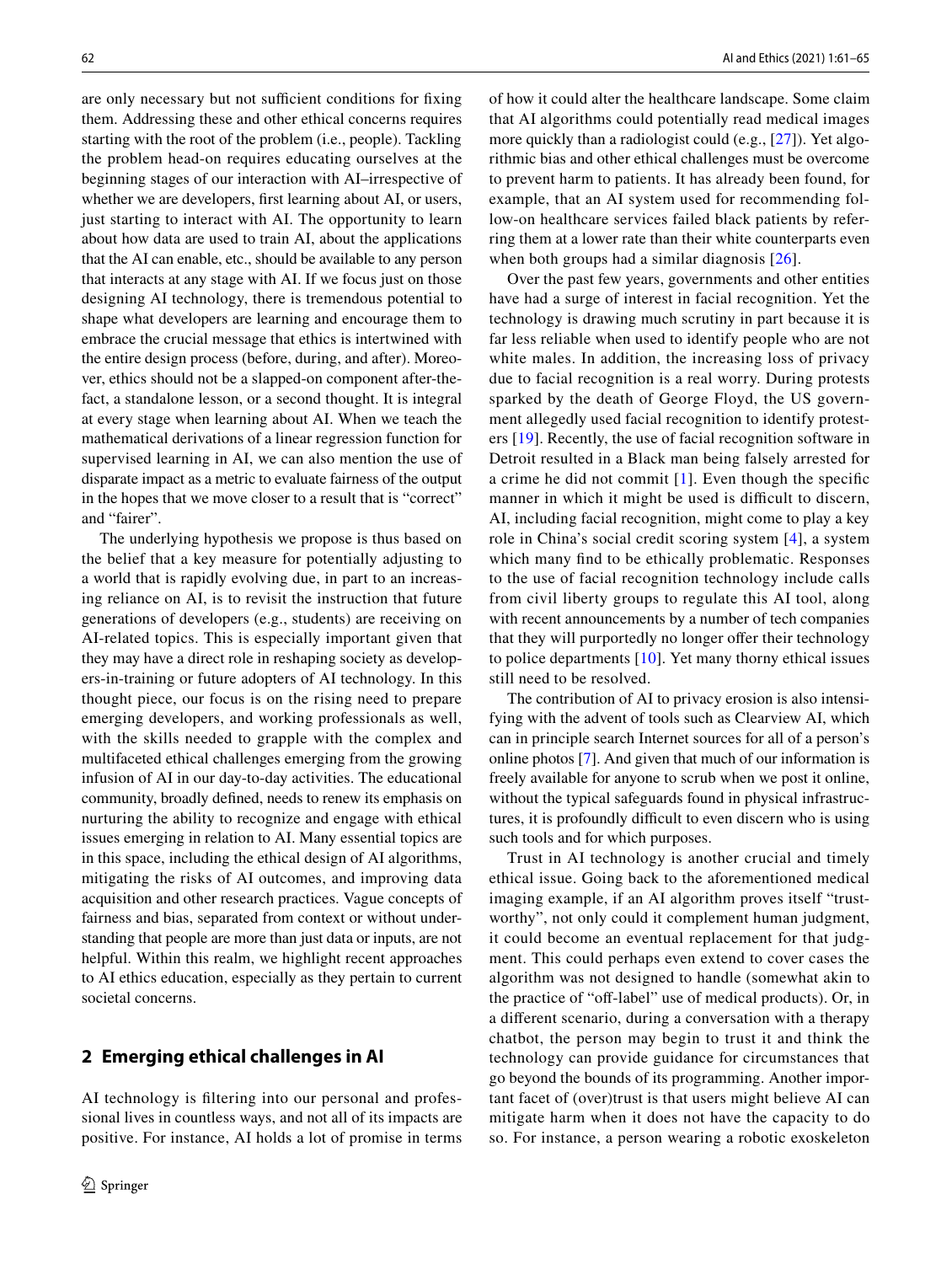are only necessary but not sufficient conditions for fixing them. Addressing these and other ethical concerns requires starting with the root of the problem (i.e., people). Tackling the problem head-on requires educating ourselves at the beginning stages of our interaction with AI–irrespective of whether we are developers, first learning about AI, or users, just starting to interact with AI. The opportunity to learn about how data are used to train AI, about the applications that the AI can enable, etc., should be available to any person that interacts at any stage with AI. If we focus just on those designing AI technology, there is tremendous potential to shape what developers are learning and encourage them to embrace the crucial message that ethics is intertwined with the entire design process (before, during, and after). Moreover, ethics should not be a slapped-on component after-the-fact, a standalone lesson, or a second thought. It is integral at every stage when learning about AI. When we teach the mathematical derivations of a linear regression function for supervised learning in AI, we can also mention the use of disparate impact as a metric to evaluate fairness of the output in the hopes that we move closer to a result that is "correct" and "fairer".

The underlying hypothesis we propose is thus based on the belief that a key measure for potentially adjusting to a world that is rapidly evolving due, in part to an increasing reliance on AI, is to revisit the instruction that future generations of developers (e.g., students) are receiving on AI-related topics. This is especially important given that they may have a direct role in reshaping society as developers-in-training or future adopters of AI technology. In this thought piece, our focus is on the rising need to prepare emerging developers, and working professionals as well, with the skills needed to grapple with the complex and multifaceted ethical challenges emerging from the growing infusion of AI in our day-to-day activities. The educational community, broadly defined, needs to renew its emphasis on nurturing the ability to recognize and engage with ethical issues emerging in relation to AI. Many essential topics are in this space, including the ethical design of AI algorithms, mitigating the risks of AI outcomes, and improving data acquisition and other research practices. Vague concepts of fairness and bias, separated from context or without understanding that people are more than just data or inputs, are not helpful. Within this realm, we highlight recent approaches to AI ethics education, especially as they pertain to current societal concerns.

## 2 Emerging ethical challenges in AI

AI technology is filtering into our personal and professional lives in countless ways, and not all of its impacts are positive. For instance, AI holds a lot of promise in terms of how it could alter the healthcare landscape. Some claim that AI algorithms could potentially read medical images more quickly than a radiologist could (e.g., [27]). Yet algorithmic bias and other ethical challenges must be overcome to prevent harm to patients. It has already been found, for example, that an AI system used for recommending follow-on healthcare services failed black patients by referring them at a lower rate than their white counterparts even when both groups had a similar diagnosis [26].

Over the past few years, governments and other entities have had a surge of interest in facial recognition. Yet the technology is drawing much scrutiny in part because it is far less reliable when used to identify people who are not white males. In addition, the increasing loss of privacy due to facial recognition is a real worry. During protests sparked by the death of George Floyd, the US government allegedly used facial recognition to identify protesters [19]. Recently, the use of facial recognition software in Detroit resulted in a Black man being falsely arrested for a crime he did not commit [1]. Even though the specific manner in which it might be used is difficult to discern, AI, including facial recognition, might come to play a key role in China's social credit scoring system [4], a system which many find to be ethically problematic. Responses to the use of facial recognition technology include calls from civil liberty groups to regulate this AI tool, along with recent announcements by a number of tech companies that they will purportedly no longer offer their technology to police departments [10]. Yet many thorny ethical issues still need to be resolved.

The contribution of AI to privacy erosion is also intensifying with the advent of tools such as Clearview AI, which can in principle search Internet sources for all of a person's online photos [7]. And given that much of our information is freely available for anyone to scrub when we post it online, without the typical safeguards found in physical infrastructures, it is profoundly difficult to even discern who is using such tools and for which purposes.

Trust in AI technology is another crucial and timely ethical issue. Going back to the aforementioned medical imaging example, if an AI algorithm proves itself "trustworthy", not only could it complement human judgment, it could become an eventual replacement for that judgment. This could perhaps even extend to cover cases the algorithm was not designed to handle (somewhat akin to the practice of "off-label" use of medical products). Or, in a different scenario, during a conversation with a therapy chatbot, the person may begin to trust it and think the technology can provide guidance for circumstances that go beyond the bounds of its programming. Another important facet of (over)trust is that users might believe AI can mitigate harm when it does not have the capacity to do so. For instance, a person wearing a robotic exoskeleton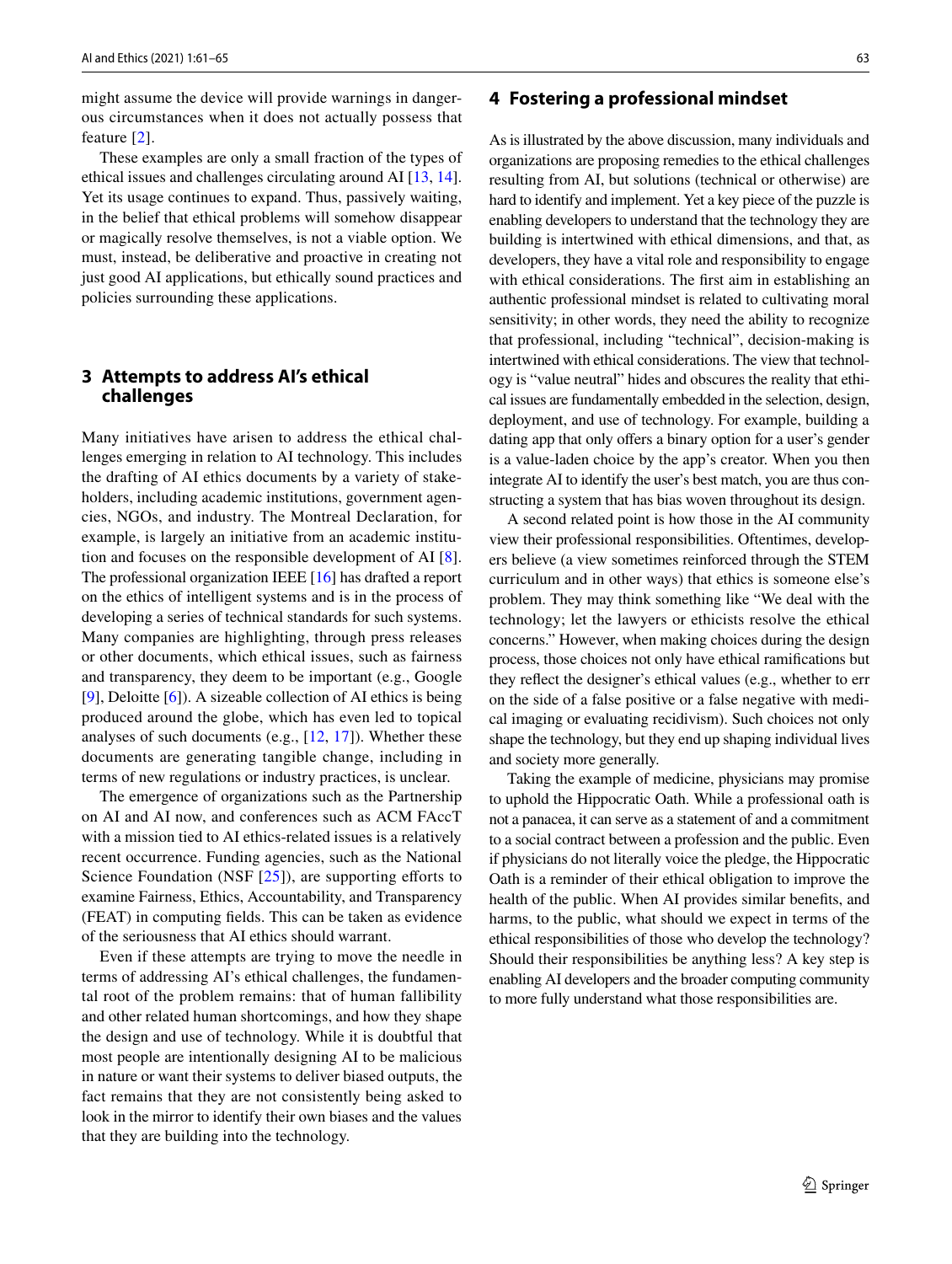might assume the device will provide warnings in dangerous circumstances when it does not actually possess that feature [2].

These examples are only a small fraction of the types of ethical issues and challenges circulating around AI [13, 14]. Yet its usage continues to expand. Thus, passively waiting, in the belief that ethical problems will somehow disappear or magically resolve themselves, is not a viable option. We must, instead, be deliberative and proactive in creating not just good AI applications, but ethically sound practices and policies surrounding these applications.

## 3 Attempts to address AI's ethical challenges

Many initiatives have arisen to address the ethical challenges emerging in relation to AI technology. This includes the drafting of AI ethics documents by a variety of stakeholders, including academic institutions, government agencies, NGOs, and industry. The Montreal Declaration, for example, is largely an initiative from an academic institution and focuses on the responsible development of AI [8]. The professional organization IEEE [16] has drafted a report on the ethics of intelligent systems and is in the process of developing a series of technical standards for such systems. Many companies are highlighting, through press releases or other documents, which ethical issues, such as fairness and transparency, they deem to be important (e.g., Google [9], Deloitte [6]). A sizeable collection of AI ethics is being produced around the globe, which has even led to topical analyses of such documents (e.g., [12, 17]). Whether these documents are generating tangible change, including in terms of new regulations or industry practices, is unclear.

The emergence of organizations such as the Partnership on AI and AI now, and conferences such as ACM FAccT with a mission tied to AI ethics-related issues is a relatively recent occurrence. Funding agencies, such as the National Science Foundation (NSF [25]), are supporting efforts to examine Fairness, Ethics, Accountability, and Transparency (FEAT) in computing fields. This can be taken as evidence of the seriousness that AI ethics should warrant.

Even if these attempts are trying to move the needle in terms of addressing AI's ethical challenges, the fundamental root of the problem remains: that of human fallibility and other related human shortcomings, and how they shape the design and use of technology. While it is doubtful that most people are intentionally designing AI to be malicious in nature or want their systems to deliver biased outputs, the fact remains that they are not consistently being asked to look in the mirror to identify their own biases and the values that they are building into the technology.

## 4 Fostering a professional mindset

As is illustrated by the above discussion, many individuals and organizations are proposing remedies to the ethical challenges resulting from AI, but solutions (technical or otherwise) are hard to identify and implement. Yet a key piece of the puzzle is enabling developers to understand that the technology they are building is intertwined with ethical dimensions, and that, as developers, they have a vital role and responsibility to engage with ethical considerations. The first aim in establishing an authentic professional mindset is related to cultivating moral sensitivity; in other words, they need the ability to recognize that professional, including "technical", decision-making is intertwined with ethical considerations. The view that technology is "value neutral" hides and obscures the reality that ethical issues are fundamentally embedded in the selection, design, deployment, and use of technology. For example, building a dating app that only offers a binary option for a user's gender is a value-laden choice by the app's creator. When you then integrate AI to identify the user's best match, you are thus constructing a system that has bias woven throughout its design.

A second related point is how those in the AI community view their professional responsibilities. Oftentimes, developers believe (a view sometimes reinforced through the STEM curriculum and in other ways) that ethics is someone else's problem. They may think something like "We deal with the technology; let the lawyers or ethicists resolve the ethical concerns." However, when making choices during the design process, those choices not only have ethical ramifications but they reflect the designer's ethical values (e.g., whether to err on the side of a false positive or a false negative with medical imaging or evaluating recidivism). Such choices not only shape the technology, but they end up shaping individual lives and society more generally.

Taking the example of medicine, physicians may promise to uphold the Hippocratic Oath. While a professional oath is not a panacea, it can serve as a statement of and a commitment to a social contract between a profession and the public. Even if physicians do not literally voice the pledge, the Hippocratic Oath is a reminder of their ethical obligation to improve the health of the public. When AI provides similar benefits, and harms, to the public, what should we expect in terms of the ethical responsibilities of those who develop the technology? Should their responsibilities be anything less? A key step is enabling AI developers and the broader computing community to more fully understand what those responsibilities are.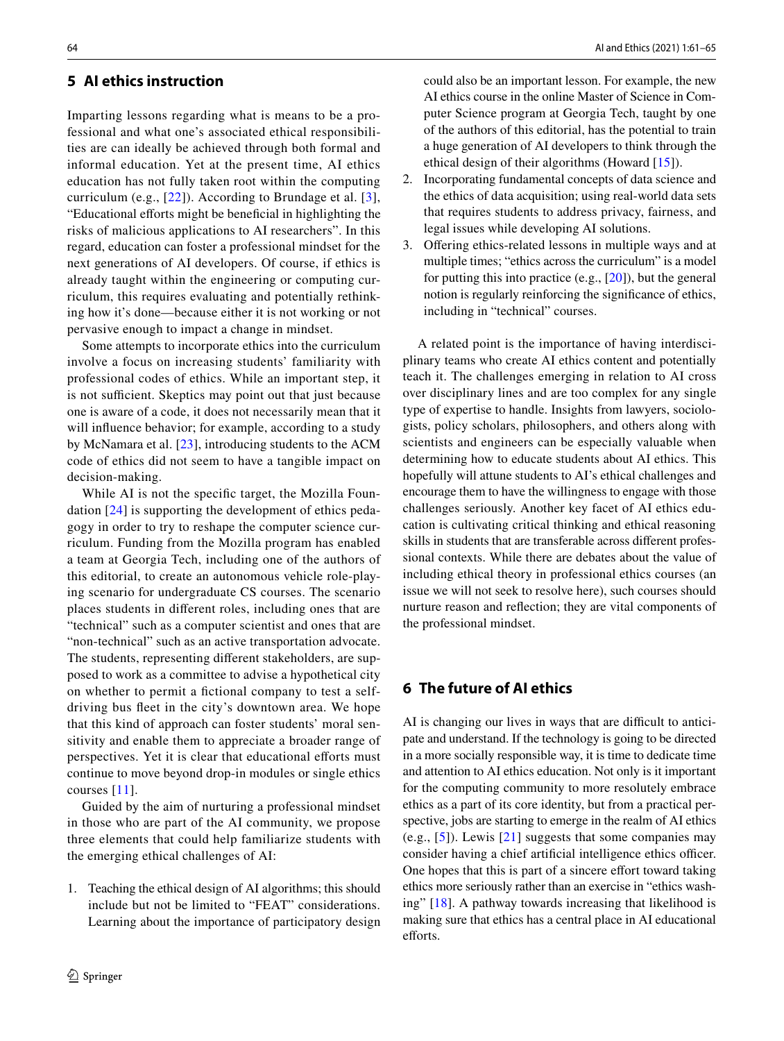## 5 AI ethics instruction

Imparting lessons regarding what is means to be a professional and what one's associated ethical responsibilities are can ideally be achieved through both formal and informal education. Yet at the present time, AI ethics education has not fully taken root within the computing curriculum (e.g., [22]). According to Brundage et al. [3], "Educational efforts might be beneficial in highlighting the risks of malicious applications to AI researchers". In this regard, education can foster a professional mindset for the next generations of AI developers. Of course, if ethics is already taught within the engineering or computing curriculum, this requires evaluating and potentially rethinking how it's done—because either it is not working or not pervasive enough to impact a change in mindset.

Some attempts to incorporate ethics into the curriculum involve a focus on increasing students' familiarity with professional codes of ethics. While an important step, it is not sufficient. Skeptics may point out that just because one is aware of a code, it does not necessarily mean that it will influence behavior; for example, according to a study by McNamara et al. [23], introducing students to the ACM code of ethics did not seem to have a tangible impact on decision-making.

While AI is not the specific target, the Mozilla Foundation [24] is supporting the development of ethics pedagogy in order to try to reshape the computer science curriculum. Funding from the Mozilla program has enabled a team at Georgia Tech, including one of the authors of this editorial, to create an autonomous vehicle role-playing scenario for undergraduate CS courses. The scenario places students in different roles, including ones that are "technical" such as a computer scientist and ones that are "non-technical" such as an active transportation advocate. The students, representing different stakeholders, are supposed to work as a committee to advise a hypothetical city on whether to permit a fictional company to test a self-driving bus fleet in the city's downtown area. We hope that this kind of approach can foster students' moral sensitivity and enable them to appreciate a broader range of perspectives. Yet it is clear that educational efforts must continue to move beyond drop-in modules or single ethics courses [11].

Guided by the aim of nurturing a professional mindset in those who are part of the AI community, we propose three elements that could help familiarize students with the emerging ethical challenges of AI:

1. Teaching the ethical design of AI algorithms; this should include but not be limited to "FEAT" considerations. Learning about the importance of participatory design could also be an important lesson. For example, the new AI ethics course in the online Master of Science in Computer Science program at Georgia Tech, taught by one of the authors of this editorial, has the potential to train a huge generation of AI developers to think through the ethical design of their algorithms (Howard [15]).
2. Incorporating fundamental concepts of data science and the ethics of data acquisition; using real-world data sets that requires students to address privacy, fairness, and legal issues while developing AI solutions.
3. Offering ethics-related lessons in multiple ways and at multiple times; "ethics across the curriculum" is a model for putting this into practice (e.g., [20]), but the general notion is regularly reinforcing the significance of ethics, including in "technical" courses.

A related point is the importance of having interdisciplinary teams who create AI ethics content and potentially teach it. The challenges emerging in relation to AI cross over disciplinary lines and are too complex for any single type of expertise to handle. Insights from lawyers, sociologists, policy scholars, philosophers, and others along with scientists and engineers can be especially valuable when determining how to educate students about AI ethics. This hopefully will attune students to AI's ethical challenges and encourage them to have the willingness to engage with those challenges seriously. Another key facet of AI ethics education is cultivating critical thinking and ethical reasoning skills in students that are transferable across different professional contexts. While there are debates about the value of including ethical theory in professional ethics courses (an issue we will not seek to resolve here), such courses should nurture reason and reflection; they are vital components of the professional mindset.

## 6 The future of AI ethics

AI is changing our lives in ways that are difficult to anticipate and understand. If the technology is going to be directed in a more socially responsible way, it is time to dedicate time and attention to AI ethics education. Not only is it important for the computing community to more resolutely embrace ethics as a part of its core identity, but from a practical perspective, jobs are starting to emerge in the realm of AI ethics (e.g., [5]). Lewis [21] suggests that some companies may consider having a chief artificial intelligence ethics officer. One hopes that this is part of a sincere effort toward taking ethics more seriously rather than an exercise in "ethics washing" [18]. A pathway towards increasing that likelihood is making sure that ethics has a central place in AI educational efforts.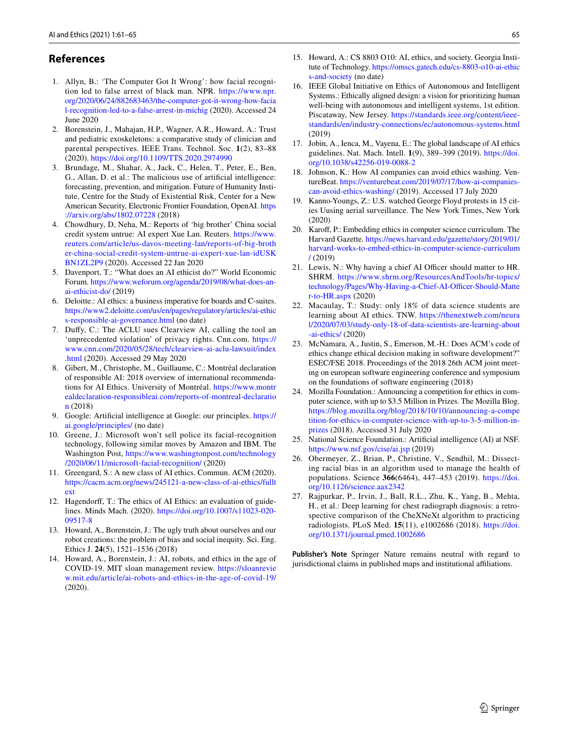## References

1. Allyn, B.: 'The Computer Got It Wrong': how facial recognition led to false arrest of black man. NPR. https://www.npr.org/2020/06/24/882683463/the-computer-got-it-wrong-how-facial-recognition-led-to-a-false-arrest-in-michig (2020). Accessed 24 June 2020
2. Borenstein, J., Mahajan, H.P., Wagner, A.R., Howard, A.: Trust and pediatric exoskeletons: a comparative study of clinician and parental perspectives. IEEE Trans. Technol. Soc. **1**(2), 83–88 (2020). https://doi.org/10.1109/TTS.2020.2974990
3. Brundage, M., Shahar, A., Jack, C., Helen, T., Peter, E., Ben, G., Allan, D. et al.: The malicious use of artificial intelligence: forecasting, prevention, and mitigation. Future of Humanity Institute, Centre for the Study of Existential Risk, Center for a New American Security, Electronic Frontier Foundation, OpenAI. https://arxiv.org/abs/1802.07228 (2018)
4. Chowdhury, D, Neha, M.: Reports of 'big brother' China social credit system untrue: AI expert Xue Lan. Reuters. https://www.reuters.com/article/us-davos-meeting-lan/reports-of-big-brother-china-social-credit-system-untrue-ai-expert-xue-lan-idUSKBN1ZL2P9 (2020). Accessed 22 Jan 2020
5. Davenport, T.: "What does an AI ethicist do?" World Economic Forum. https://www.weforum.org/agenda/2019/08/what-does-an-ai-ethicist-do/ (2019)
6. Deloitte.: AI ethics: a business imperative for boards and C-suites. https://www2.deloitte.com/us/en/pages/regulatory/articles/ai-ethics-responsible-ai-governance.html (no date)
7. Duffy, C.: The ACLU sues Clearview AI, calling the tool an 'unprecedented violation' of privacy rights. Cnn.com. https://www.cnn.com/2020/05/28/tech/clearview-ai-aclu-lawsuit/index.html (2020). Accessed 29 May 2020
8. Gibert, M., Christophe, M., Guillaume, C.: Montréal declaration of responsible AI: 2018 overview of international recommendations for AI Ethics. University of Montréal. https://www.montrealdeclaration-responsibleai.com/reports-of-montreal-declaration (2018)
9. Google: Artificial intelligence at Google: our principles. https://ai.google/principles/ (no date)
10. Greene, J.: Microsoft won't sell police its facial-recognition technology, following similar moves by Amazon and IBM. The Washington Post, https://www.washingtonpost.com/technology/2020/06/11/microsoft-facial-recognition/ (2020)
11. Greengard, S.: A new class of AI ethics. Commun. ACM (2020). https://cacm.acm.org/news/245121-a-new-class-of-ai-ethics/fulltext
12. Hagendorff, T.: The ethics of AI Ethics: an evaluation of guidelines. Minds Mach. (2020). https://doi.org/10.1007/s11023-020-09517-8
13. Howard, A., Borenstein, J.: The ugly truth about ourselves and our robot creations: the problem of bias and social inequity. Sci. Eng. Ethics J. **24**(5), 1521–1536 (2018)
14. Howard, A., Borenstein, J.: AI, robots, and ethics in the age of COVID-19. MIT sloan management review. https://sloanreview.mit.edu/article/ai-robots-and-ethics-in-the-age-of-covid-19/ (2020).
15. Howard, A.: CS 8803 O10: AI, ethics, and society. Georgia Institute of Technology. https://omscs.gatech.edu/cs-8803-o10-ai-ethics-and-society (no date)
16. IEEE Global Initiative on Ethics of Autonomous and Intelligent Systems.: Ethically aligned design: a vision for prioritizing human well-being with autonomous and intelligent systems, 1st edition. Piscataway, New Jersey. https://standards.ieee.org/content/ieee-standards/en/industry-connections/ec/autonomous-systems.html (2019)
17. Jobin, A., Ienca, M., Vayena, E.: The global landscape of AI ethics guidelines. Nat. Mach. Intell. **1**(9), 389–399 (2019). https://doi.org/10.1038/s42256-019-0088-2
18. Johnson, K.: How AI companies can avoid ethics washing. VentureBeat. https://venturebeat.com/2019/07/17/how-ai-companies-can-avoid-ethics-washing/ (2019). Accessed 17 July 2020
19. Kanno-Youngs, Z.: U.S. watched George Floyd protests in 15 cities Uusing aerial surveillance. The New York Times, New York (2020)
20. Karoff, P.: Embedding ethics in computer science curriculum. The Harvard Gazette. https://news.harvard.edu/gazette/story/2019/01/harvard-works-to-embed-ethics-in-computer-science-curriculum/ (2019)
21. Lewis, N.: Why having a chief AI Officer should matter to HR. SHRM. https://www.shrm.org/ResourcesAndTools/hr-topics/technology/Pages/Why-Having-a-Chief-AI-Officer-Should-Matter-to-HR.aspx (2020)
22. Macaulay, T.: Study: only 18% of data science students are learning about AI ethics. TNW. https://thenextweb.com/neural/2020/07/03/study-only-18-of-data-scientists-are-learning-about-ai-ethics/ (2020)
23. McNamara, A., Justin, S., Emerson, M.-H.: Does ACM's code of ethics change ethical decision making in software development?" ESEC/FSE 2018. Proceedings of the 2018 26th ACM joint meeting on european software engineering conference and symposium on the foundations of software engineering (2018)
24. Mozilla Foundation.: Announcing a competition for ethics in computer science, with up to $3.5 Million in Prizes. The Mozilla Blog. https://blog.mozilla.org/blog/2018/10/10/announcing-a-competition-for-ethics-in-computer-science-with-up-to-3-5-million-in-prizes (2018). Accessed 31 July 2020
25. National Science Foundation.: Artificial intelligence (AI) at NSF. https://www.nsf.gov/cise/ai.jsp (2019)
26. Obermeyer, Z., Brian, P., Christine, V., Sendhil, M.: Dissecting racial bias in an algorithm used to manage the health of populations. Science **366**(6464), 447–453 (2019). https://doi.org/10.1126/science.aax2342
27. Rajpurkar, P., Irvin, J., Ball, R.L., Zhu, K., Yang, B., Mehta, H., et al.: Deep learning for chest radiograph diagnosis: a retrospective comparison of the CheXNeXt algorithm to practicing radiologists. PLoS Med. **15**(11), e1002686 (2018). https://doi.org/10.1371/journal.pmed.1002686

**Publisher's Note** Springer Nature remains neutral with regard to jurisdictional claims in published maps and institutional affiliations.